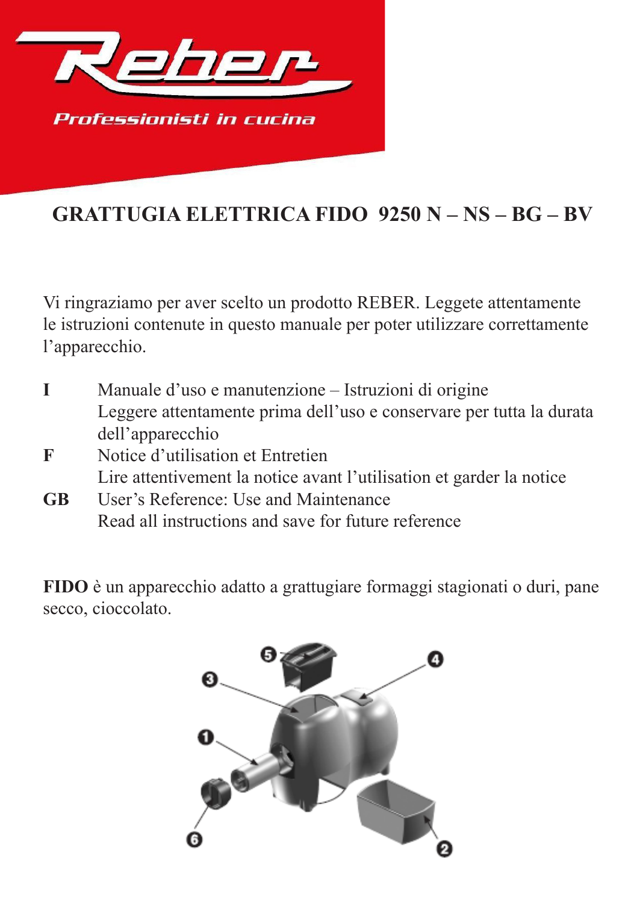Reber

Professionisti in cucina

# GRATTUGIA ELETTRICA FIDO 9250 N – NS – BG – BV

Vi ringraziamo per aver scelto un prodotto REBER. Leggete attentamente le istruzioni contenute in questo manuale per poter utilizzare correttamente l'apparecchio.

**I** Manuale d'uso e manutenzione – Istruzioni di origine
Leggere attentamente prima dell'uso e conservare per tutta la durata dell'apparecchio

**F** Notice d'utilisation et Entretien
Lire attentivement la notice avant l'utilisation et garder la notice

**GB** User's Reference: Use and Maintenance
Read all instructions and save for future reference

**FIDO** è un apparecchio adatto a grattugiare formaggi stagionati o duri, pane secco, cioccolato.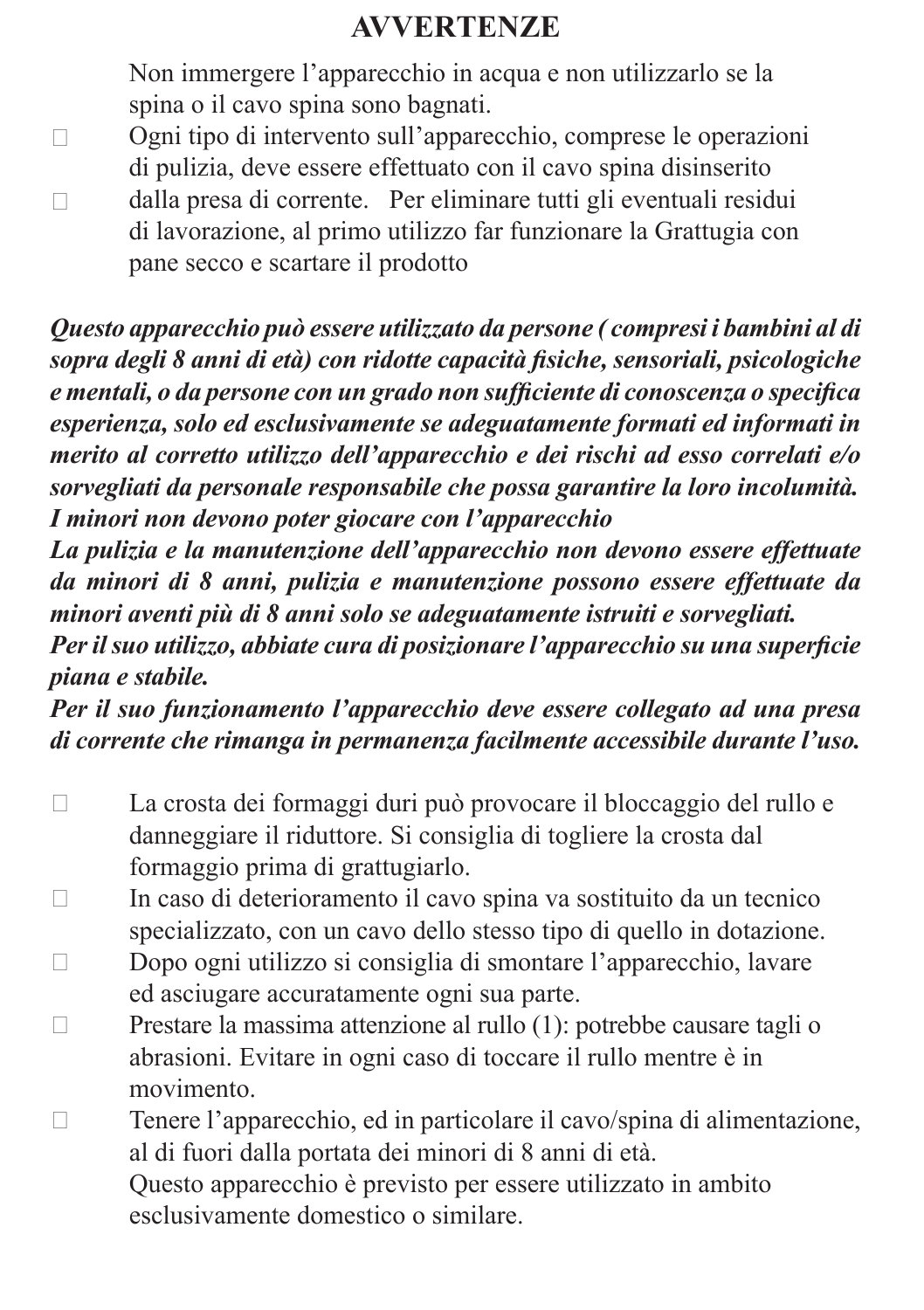# AVVERTENZE

- Non immergere l'apparecchio in acqua e non utilizzarlo se la spina o il cavo spina sono bagnati.
- Ogni tipo di intervento sull'apparecchio, comprese le operazioni di pulizia, deve essere effettuato con il cavo spina disinserito dalla presa di corrente.
- Per eliminare tutti gli eventuali residui di lavorazione, al primo utilizzo far funzionare la Grattugia con pane secco e scartare il prodotto

***Questo apparecchio può essere utilizzato da persone ( compresi i bambini al di sopra degli 8 anni di età) con ridotte capacità fisiche, sensoriali, psicologiche e mentali, o da persone con un grado non sufficiente di conoscenza o specifica esperienza, solo ed esclusivamente se adeguatamente formati ed informati in merito al corretto utilizzo dell'apparecchio e dei rischi ad esso correlati e/o sorvegliati da personale responsabile che possa garantire la loro incolumità.***
***I minori non devono poter giocare con l'apparecchio***
***La pulizia e la manutenzione dell'apparecchio non devono essere effettuate da minori di 8 anni, pulizia e manutenzione possono essere effettuate da minori aventi più di 8 anni solo se adeguatamente istruiti e sorvegliati.***
***Per il suo utilizzo, abbiate cura di posizionare l'apparecchio su una superficie piana e stabile.***
***Per il suo funzionamento l'apparecchio deve essere collegato ad una presa di corrente che rimanga in permanenza facilmente accessibile durante l'uso.***

- La crosta dei formaggi duri può provocare il bloccaggio del rullo e danneggiare il riduttore. Si consiglia di togliere la crosta dal formaggio prima di grattugiarlo.
- In caso di deterioramento il cavo spina va sostituito da un tecnico specializzato, con un cavo dello stesso tipo di quello in dotazione.
- Dopo ogni utilizzo si consiglia di smontare l'apparecchio, lavare ed asciugare accuratamente ogni sua parte.
- Prestare la massima attenzione al rullo (1): potrebbe causare tagli o abrasioni. Evitare in ogni caso di toccare il rullo mentre è in movimento.
- Tenere l'apparecchio, ed in particolare il cavo/spina di alimentazione, al di fuori dalla portata dei minori di 8 anni di età.

  Questo apparecchio è previsto per essere utilizzato in ambito esclusivamente domestico o similare.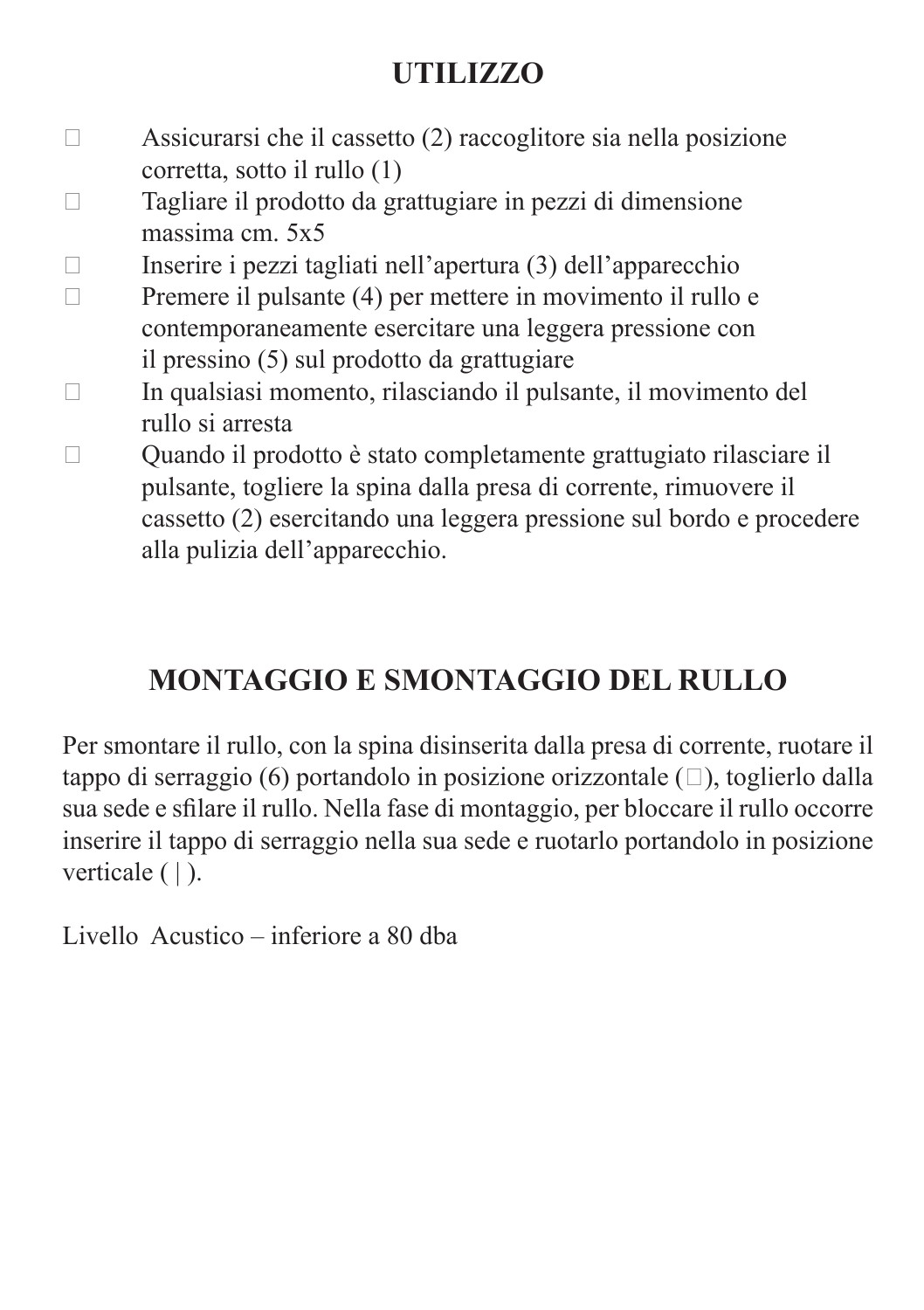## UTILIZZO

- Assicurarsi che il cassetto (2) raccoglitore sia nella posizione corretta, sotto il rullo (1)
- Tagliare il prodotto da grattugiare in pezzi di dimensione massima cm. 5x5
- Inserire i pezzi tagliati nell'apertura (3) dell'apparecchio
- Premere il pulsante (4) per mettere in movimento il rullo e contemporaneamente esercitare una leggera pressione con il pressino (5) sul prodotto da grattugiare
- In qualsiasi momento, rilasciando il pulsante, il movimento del rullo si arresta
- Quando il prodotto è stato completamente grattugiato rilasciare il pulsante, togliere la spina dalla presa di corrente, rimuovere il cassetto (2) esercitando una leggera pressione sul bordo e procedere alla pulizia dell'apparecchio.

## MONTAGGIO E SMONTAGGIO DEL RULLO

Per smontare il rullo, con la spina disinserita dalla presa di corrente, ruotare il tappo di serraggio (6) portandolo in posizione orizzontale (□), toglierlo dalla sua sede e sfilare il rullo. Nella fase di montaggio, per bloccare il rullo occorre inserire il tappo di serraggio nella sua sede e ruotarlo portandolo in posizione verticale ( | ).

Livello Acustico – inferiore a 80 dba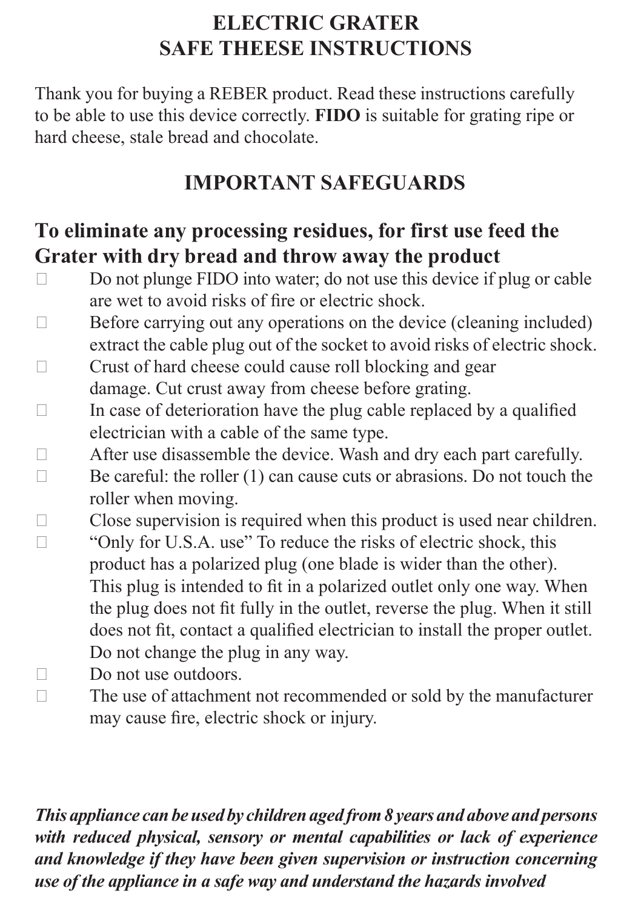# ELECTRIC GRATER
# SAFE THEESE INSTRUCTIONS

Thank you for buying a REBER product. Read these instructions carefully to be able to use this device correctly. **FIDO** is suitable for grating ripe or hard cheese, stale bread and chocolate.

## IMPORTANT SAFEGUARDS

### To eliminate any processing residues, for first use feed the Grater with dry bread and throw away the product

- Do not plunge FIDO into water; do not use this device if plug or cable are wet to avoid risks of fire or electric shock.
- Before carrying out any operations on the device (cleaning included) extract the cable plug out of the socket to avoid risks of electric shock.
- Crust of hard cheese could cause roll blocking and gear damage. Cut crust away from cheese before grating.
- In case of deterioration have the plug cable replaced by a qualified electrician with a cable of the same type.
- After use disassemble the device. Wash and dry each part carefully.
- Be careful: the roller (1) can cause cuts or abrasions. Do not touch the roller when moving.
- Close supervision is required when this product is used near children.
- "Only for U.S.A. use" To reduce the risks of electric shock, this product has a polarized plug (one blade is wider than the other). This plug is intended to fit in a polarized outlet only one way. When the plug does not fit fully in the outlet, reverse the plug. When it still does not fit, contact a qualified electrician to install the proper outlet. Do not change the plug in any way.
- Do not use outdoors.
- The use of attachment not recommended or sold by the manufacturer may cause fire, electric shock or injury.

***This appliance can be used by children aged from 8 years and above and persons with reduced physical, sensory or mental capabilities or lack of experience and knowledge if they have been given supervision or instruction concerning use of the appliance in a safe way and understand the hazards involved***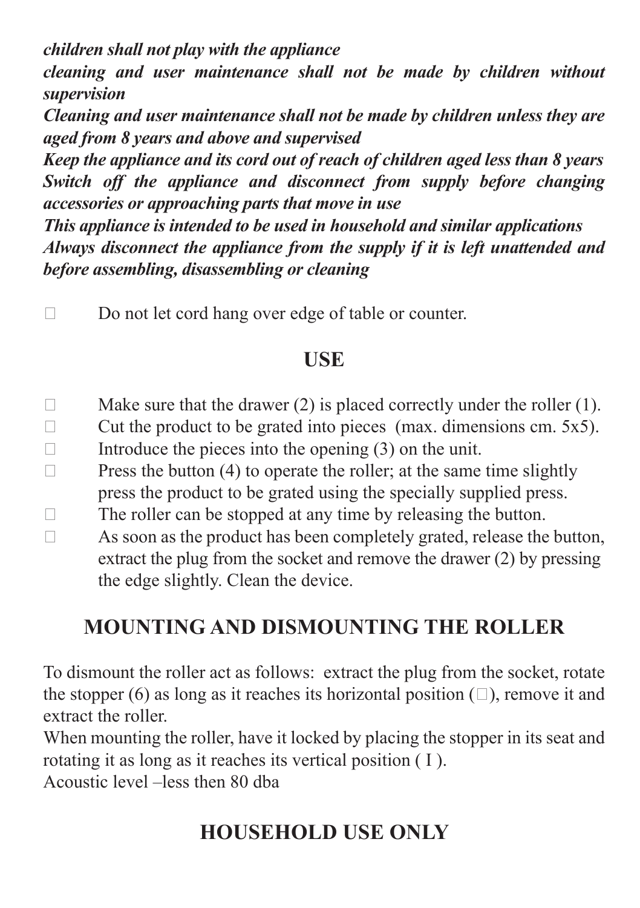*children shall not play with the appliance*
*cleaning and user maintenance shall not be made by children without supervision*
*Cleaning and user maintenance shall not be made by children unless they are aged from 8 years and above and supervised*
*Keep the appliance and its cord out of reach of children aged less than 8 years*
*Switch off the appliance and disconnect from supply before changing accessories or approaching parts that move in use*
*This appliance is intended to be used in household and similar applications*
*Always disconnect the appliance from the supply if it is left unattended and before assembling, disassembling or cleaning*

- Do not let cord hang over edge of table or counter.

## USE

- Make sure that the drawer (2) is placed correctly under the roller (1).
- Cut the product to be grated into pieces (max. dimensions cm. 5x5).
- Introduce the pieces into the opening (3) on the unit.
- Press the button (4) to operate the roller; at the same time slightly press the product to be grated using the specially supplied press.
- The roller can be stopped at any time by releasing the button.
- As soon as the product has been completely grated, release the button, extract the plug from the socket and remove the drawer (2) by pressing the edge slightly. Clean the device.

## MOUNTING AND DISMOUNTING THE ROLLER

To dismount the roller act as follows: extract the plug from the socket, rotate the stopper (6) as long as it reaches its horizontal position (), remove it and extract the roller.
When mounting the roller, have it locked by placing the stopper in its seat and rotating it as long as it reaches its vertical position ( I ).
Acoustic level –less then 80 dba

## HOUSEHOLD USE ONLY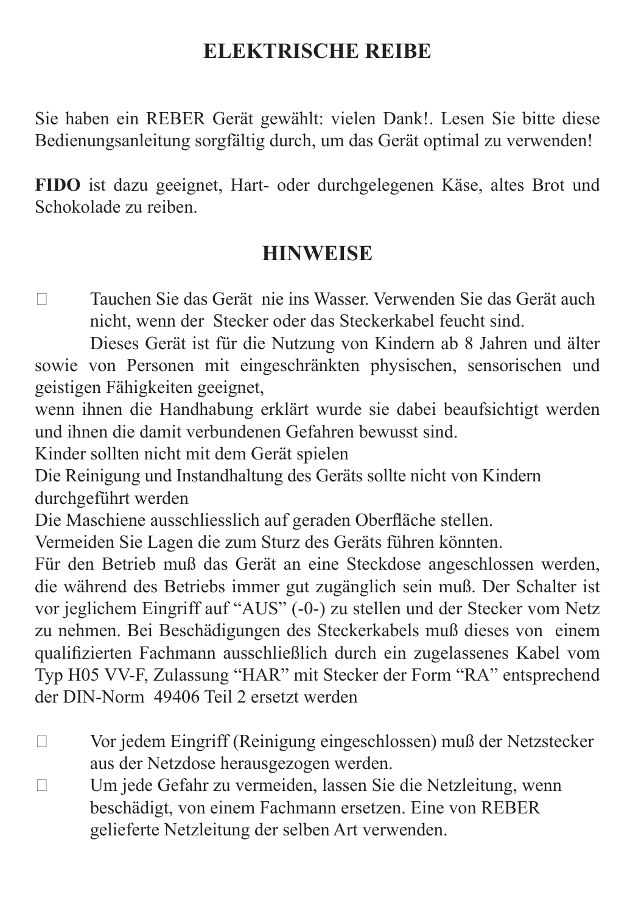# ELEKTRISCHE REIBE

Sie haben ein REBER Gerät gewählt: vielen Dank!. Lesen Sie bitte diese Bedienungsanleitung sorgfältig durch, um das Gerät optimal zu verwenden!

**FIDO** ist dazu geeignet, Hart- oder durchgelegenen Käse, altes Brot und Schokolade zu reiben.

## HINWEISE

- Tauchen Sie das Gerät nie ins Wasser. Verwenden Sie das Gerät auch nicht, wenn der Stecker oder das Steckerkabel feucht sind.

Dieses Gerät ist für die Nutzung von Kindern ab 8 Jahren und älter sowie von Personen mit eingeschränkten physischen, sensorischen und geistigen Fähigkeiten geeignet,
wenn ihnen die Handhabung erklärt wurde sie dabei beaufsichtigt werden und ihnen die damit verbundenen Gefahren bewusst sind.
Kinder sollten nicht mit dem Gerät spielen
Die Reinigung und Instandhaltung des Geräts sollte nicht von Kindern durchgeführt werden
Die Maschiene ausschliesslich auf geraden Oberfläche stellen.
Vermeiden Sie Lagen die zum Sturz des Geräts führen könnten.
Für den Betrieb muß das Gerät an eine Steckdose angeschlossen werden, die während des Betriebs immer gut zugänglich sein muß. Der Schalter ist vor jeglichem Eingriff auf “AUS” (-0-) zu stellen und der Stecker vom Netz zu nehmen. Bei Beschädigungen des Steckerkabels muß dieses von einem qualifizierten Fachmann ausschließlich durch ein zugelassenes Kabel vom Typ H05 VV-F, Zulassung “HAR” mit Stecker der Form “RA” entsprechend der DIN-Norm 49406 Teil 2 ersetzt werden

- Vor jedem Eingriff (Reinigung eingeschlossen) muß der Netzstecker aus der Netzdose herausgezogen werden.
- Um jede Gefahr zu vermeiden, lassen Sie die Netzleitung, wenn beschädigt, von einem Fachmann ersetzen. Eine von REBER gelieferte Netzleitung der selben Art verwenden.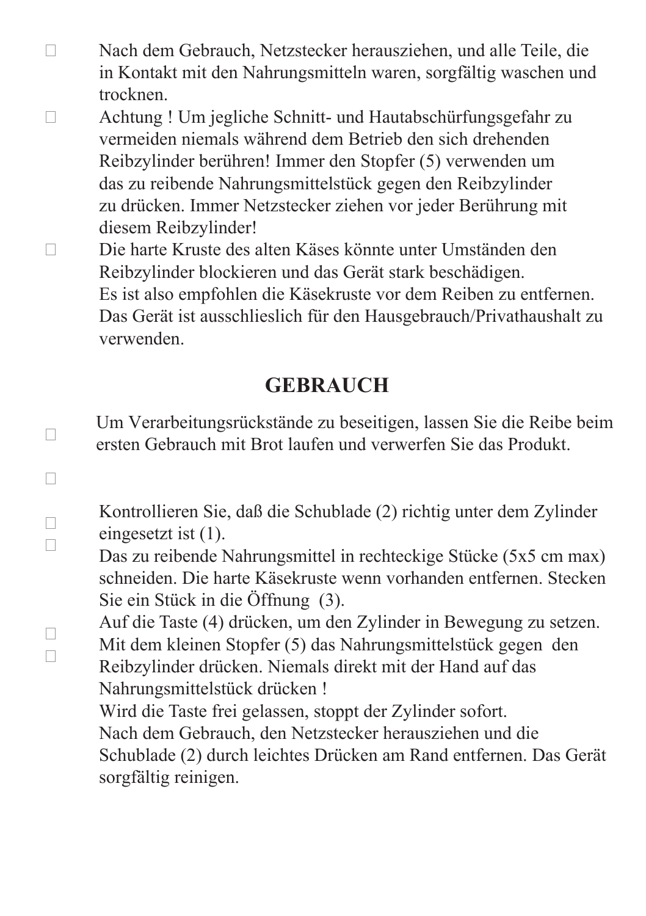- Nach dem Gebrauch, Netzstecker herausziehen, und alle Teile, die in Kontakt mit den Nahrungsmitteln waren, sorgfältig waschen und trocknen.
- Achtung ! Um jegliche Schnitt- und Hautabschürfungsgefahr zu vermeiden niemals während dem Betrieb den sich drehenden Reibzylinder berühren! Immer den Stopfer (5) verwenden um das zu reibende Nahrungsmittelstück gegen den Reibzylinder zu drücken. Immer Netzstecker ziehen vor jeder Berührung mit diesem Reibzylinder!
- Die harte Kruste des alten Käses könnte unter Umständen den Reibzylinder blockieren und das Gerät stark beschädigen. Es ist also empfohlen die Käsekruste vor dem Reiben zu entfernen. Das Gerät ist ausschlieslich für den Hausgebrauch/Privathaushalt zu verwenden.

## GEBRAUCH

- Um Verarbeitungsrückstände zu beseitigen, lassen Sie die Reibe beim ersten Gebrauch mit Brot laufen und verwerfen Sie das Produkt.
- Kontrollieren Sie, daß die Schublade (2) richtig unter dem Zylinder eingesetzt ist (1).
- Das zu reibende Nahrungsmittel in rechteckige Stücke (5x5 cm max) schneiden. Die harte Käsekruste wenn vorhanden entfernen. Stecken Sie ein Stück in die Öffnung (3).
- Auf die Taste (4) drücken, um den Zylinder in Bewegung zu setzen.
- Mit dem kleinen Stopfer (5) das Nahrungsmittelstück gegen den Reibzylinder drücken. Niemals direkt mit der Hand auf das Nahrungsmittelstück drücken !

Wird die Taste frei gelassen, stoppt der Zylinder sofort.
Nach dem Gebrauch, den Netzstecker herausziehen und die Schublade (2) durch leichtes Drücken am Rand entfernen. Das Gerät sorgfältig reinigen.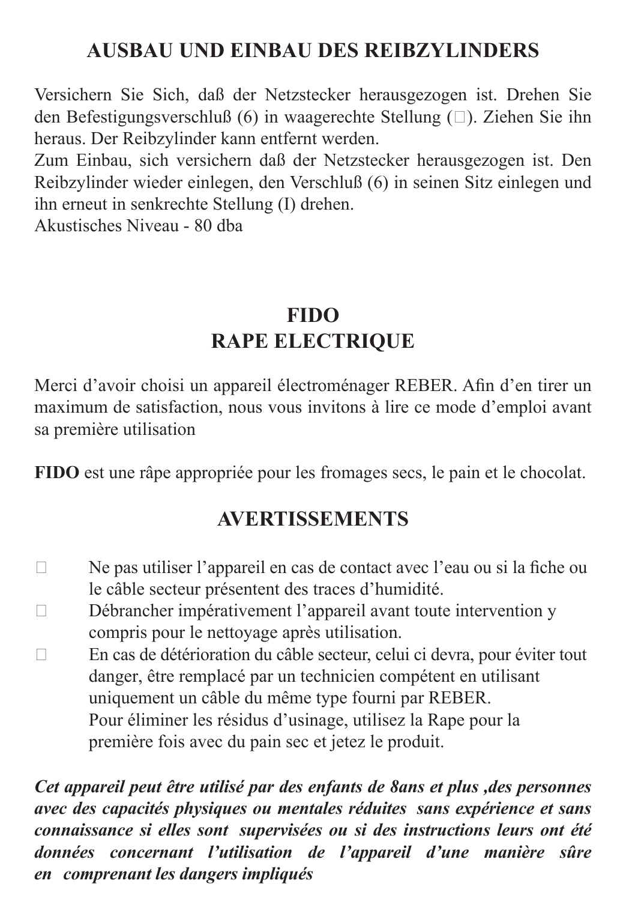## AUSBAU UND EINBAU DES REIBZYLINDERS

Versichern Sie Sich, daß der Netzstecker herausgezogen ist. Drehen Sie den Befestigungsverschluß (6) in waagerechte Stellung (). Ziehen Sie ihn heraus. Der Reibzylinder kann entfernt werden.
Zum Einbau, sich versichern daß der Netzstecker herausgezogen ist. Den Reibzylinder wieder einlegen, den Verschluß (6) in seinen Sitz einlegen und ihn erneut in senkrechte Stellung (I) drehen.
Akustisches Niveau - 80 dba

# FIDO
# RAPE ELECTRIQUE

Merci d'avoir choisi un appareil électroménager REBER. Afin d'en tirer un maximum de satisfaction, nous vous invitons à lire ce mode d'emploi avant sa première utilisation

**FIDO** est une râpe appropriée pour les fromages secs, le pain et le chocolat.

## AVERTISSEMENTS

- Ne pas utiliser l'appareil en cas de contact avec l'eau ou si la fiche ou le câble secteur présentent des traces d'humidité.
- Débrancher impérativement l'appareil avant toute intervention y compris pour le nettoyage après utilisation.
- En cas de détérioration du câble secteur, celui ci devra, pour éviter tout danger, être remplacé par un technicien compétent en utilisant uniquement un câble du même type fourni par REBER.
  Pour éliminer les résidus d'usinage, utilisez la Rape pour la première fois avec du pain sec et jetez le produit.

***Cet appareil peut être utilisé par des enfants de 8ans et plus ,des personnes avec des capacités physiques ou mentales réduites sans expérience et sans connaissance si elles sont supervisées ou si des instructions leurs ont été données concernant l'utilisation de l'appareil d'une manière sûre en comprenant les dangers impliqués***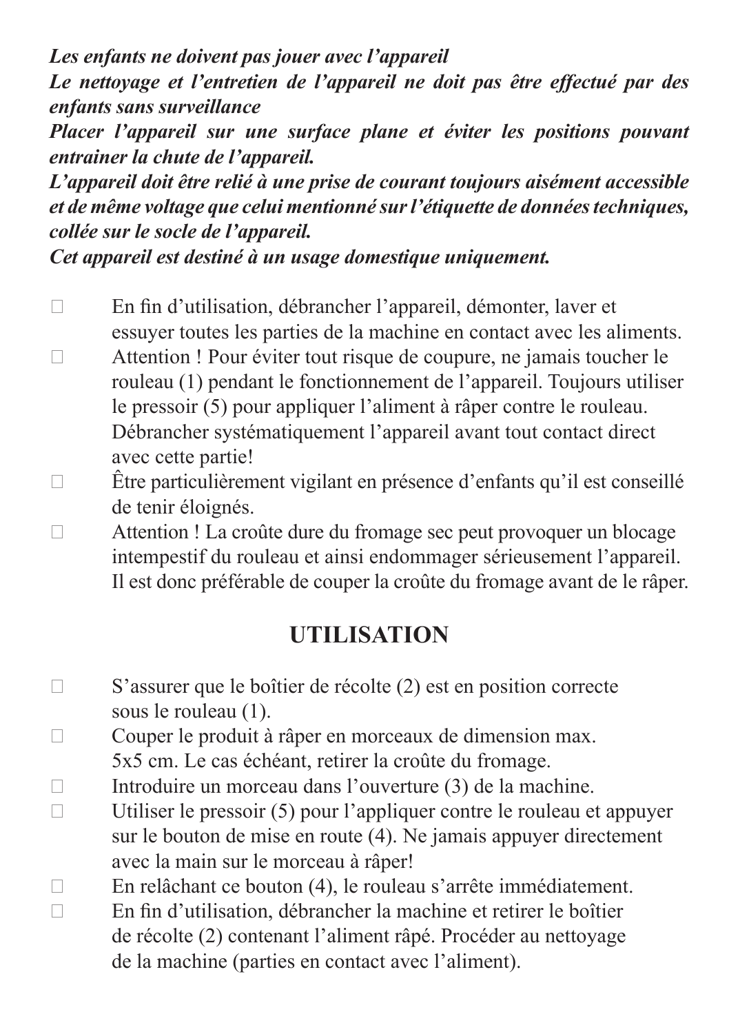***Les enfants ne doivent pas jouer avec l'appareil***
***Le nettoyage et l'entretien de l'appareil ne doit pas être effectué par des enfants sans surveillance***
***Placer l'appareil sur une surface plane et éviter les positions pouvant entrainer la chute de l'appareil.***
***L'appareil doit être relié à une prise de courant toujours aisément accessible et de même voltage que celui mentionné sur l'étiquette de données techniques, collée sur le socle de l'appareil.***
***Cet appareil est destiné à un usage domestique uniquement.***

- En fin d'utilisation, débrancher l'appareil, démonter, laver et essuyer toutes les parties de la machine en contact avec les aliments.
- Attention ! Pour éviter tout risque de coupure, ne jamais toucher le rouleau (1) pendant le fonctionnement de l'appareil. Toujours utiliser le pressoir (5) pour appliquer l'aliment à râper contre le rouleau. Débrancher systématiquement l'appareil avant tout contact direct avec cette partie!
- Être particulièrement vigilant en présence d'enfants qu'il est conseillé de tenir éloignés.
- Attention ! La croûte dure du fromage sec peut provoquer un blocage intempestif du rouleau et ainsi endommager sérieusement l'appareil. Il est donc préférable de couper la croûte du fromage avant de le râper.

## UTILISATION

- S'assurer que le boîtier de récolte (2) est en position correcte sous le rouleau (1).
- Couper le produit à râper en morceaux de dimension max. 5x5 cm. Le cas échéant, retirer la croûte du fromage.
- Introduire un morceau dans l'ouverture (3) de la machine.
- Utiliser le pressoir (5) pour l'appliquer contre le rouleau et appuyer sur le bouton de mise en route (4). Ne jamais appuyer directement avec la main sur le morceau à râper!
- En relâchant ce bouton (4), le rouleau s'arrête immédiatement.
- En fin d'utilisation, débrancher la machine et retirer le boîtier de récolte (2) contenant l'aliment râpé. Procéder au nettoyage de la machine (parties en contact avec l'aliment).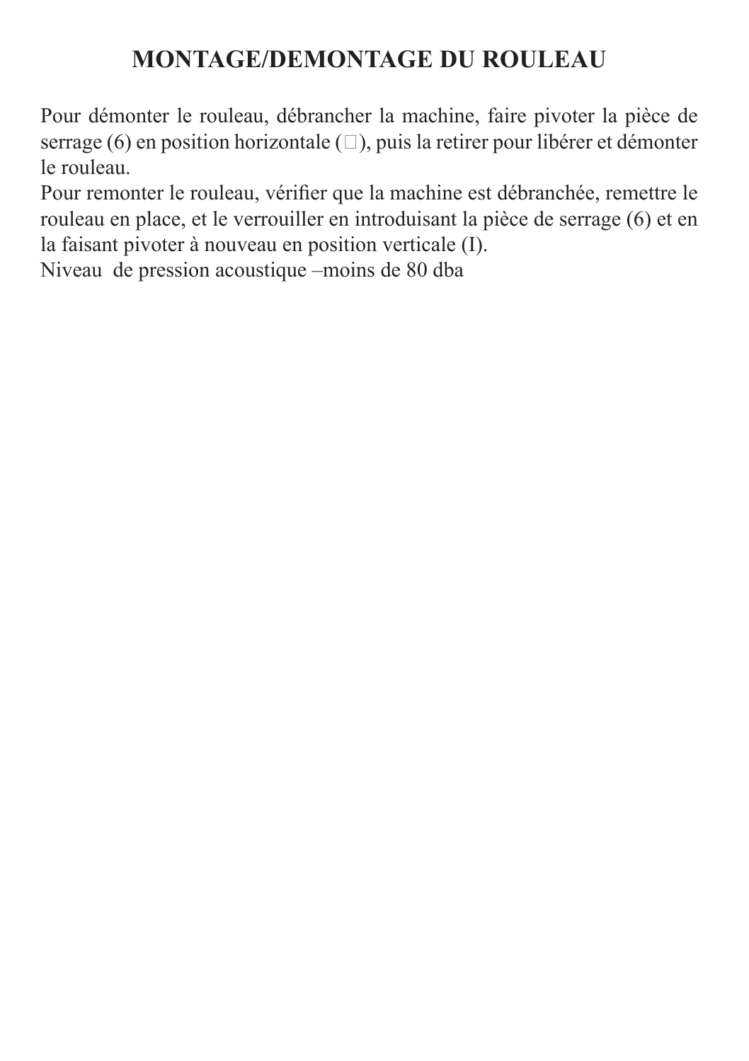# MONTAGE/DEMONTAGE DU ROULEAU

Pour démonter le rouleau, débrancher la machine, faire pivoter la pièce de serrage (6) en position horizontale (□), puis la retirer pour libérer et démonter le rouleau.

Pour remonter le rouleau, vérifier que la machine est débranchée, remettre le rouleau en place, et le verrouiller en introduisant la pièce de serrage (6) et en la faisant pivoter à nouveau en position verticale (I).

Niveau de pression acoustique –moins de 80 dba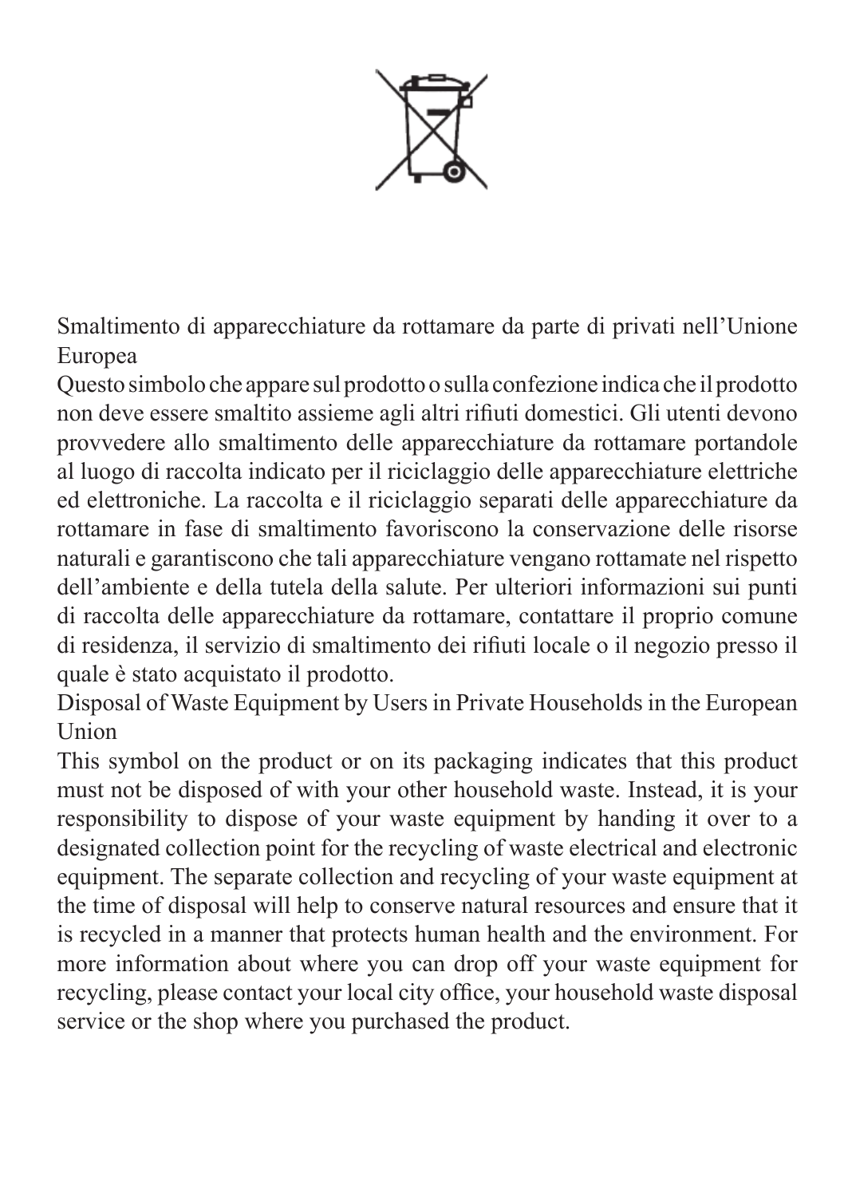Smaltimento di apparecchiature da rottamare da parte di privati nell'Unione Europea

Questo simbolo che appare sul prodotto o sulla confezione indica che il prodotto non deve essere smaltito assieme agli altri rifiuti domestici. Gli utenti devono provvedere allo smaltimento delle apparecchiature da rottamare portandole al luogo di raccolta indicato per il riciclaggio delle apparecchiature elettriche ed elettroniche. La raccolta e il riciclaggio separati delle apparecchiature da rottamare in fase di smaltimento favoriscono la conservazione delle risorse naturali e garantiscono che tali apparecchiature vengano rottamate nel rispetto dell'ambiente e della tutela della salute. Per ulteriori informazioni sui punti di raccolta delle apparecchiature da rottamare, contattare il proprio comune di residenza, il servizio di smaltimento dei rifiuti locale o il negozio presso il quale è stato acquistato il prodotto.

Disposal of Waste Equipment by Users in Private Households in the European Union

This symbol on the product or on its packaging indicates that this product must not be disposed of with your other household waste. Instead, it is your responsibility to dispose of your waste equipment by handing it over to a designated collection point for the recycling of waste electrical and electronic equipment. The separate collection and recycling of your waste equipment at the time of disposal will help to conserve natural resources and ensure that it is recycled in a manner that protects human health and the environment. For more information about where you can drop off your waste equipment for recycling, please contact your local city office, your household waste disposal service or the shop where you purchased the product.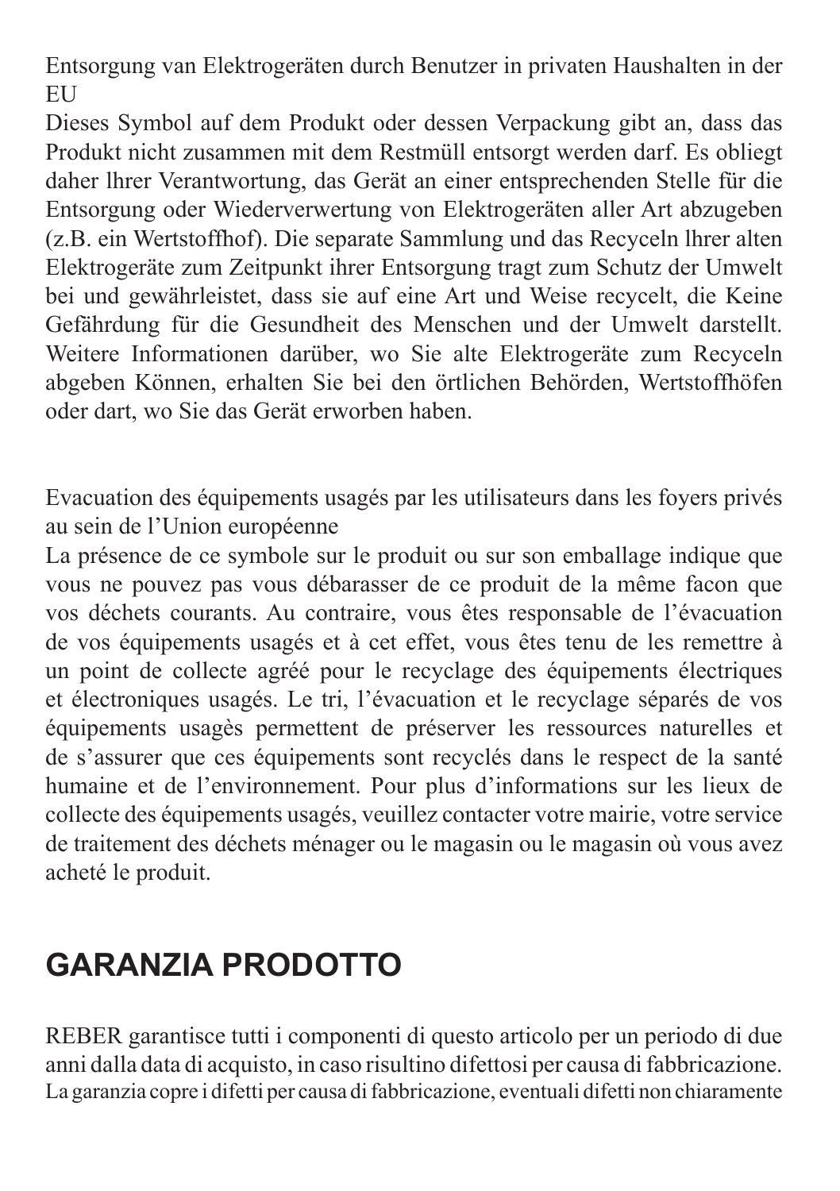Entsorgung van Elektrogeräten durch Benutzer in privaten Haushalten in der EU

Dieses Symbol auf dem Produkt oder dessen Verpackung gibt an, dass das Produkt nicht zusammen mit dem Restmüll entsorgt werden darf. Es obliegt daher lhrer Verantwortung, das Gerät an einer entsprechenden Stelle für die Entsorgung oder Wiederverwertung von Elektrogeräten aller Art abzugeben (z.B. ein Wertstoffhof). Die separate Sammlung und das Recyceln lhrer alten Elektrogeräte zum Zeitpunkt ihrer Entsorgung tragt zum Schutz der Umwelt bei und gewährleistet, dass sie auf eine Art und Weise recycelt, die Keine Gefährdung für die Gesundheit des Menschen und der Umwelt darstellt. Weitere Informationen darüber, wo Sie alte Elektrogeräte zum Recyceln abgeben Können, erhalten Sie bei den örtlichen Behörden, Wertstoffhöfen oder dart, wo Sie das Gerät erworben haben.

Evacuation des équipements usagés par les utilisateurs dans les foyers privés au sein de l'Union européenne

La présence de ce symbole sur le produit ou sur son emballage indique que vous ne pouvez pas vous débarasser de ce produit de la même facon que vos déchets courants. Au contraire, vous êtes responsable de l'évacuation de vos équipements usagés et à cet effet, vous êtes tenu de les remettre à un point de collecte agréé pour le recyclage des équipements électriques et électroniques usagés. Le tri, l'évacuation et le recyclage séparés de vos équipements usagès permettent de préserver les ressources naturelles et de s'assurer que ces équipements sont recyclés dans le respect de la santé humaine et de l'environnement. Pour plus d'informations sur les lieux de collecte des équipements usagés, veuillez contacter votre mairie, votre service de traitement des déchets ménager ou le magasin ou le magasin où vous avez acheté le produit.

## GARANZIA PRODOTTO

REBER garantisce tutti i componenti di questo articolo per un periodo di due anni dalla data di acquisto, in caso risultino difettosi per causa di fabbricazione.
La garanzia copre i difetti per causa di fabbricazione, eventuali difetti non chiaramente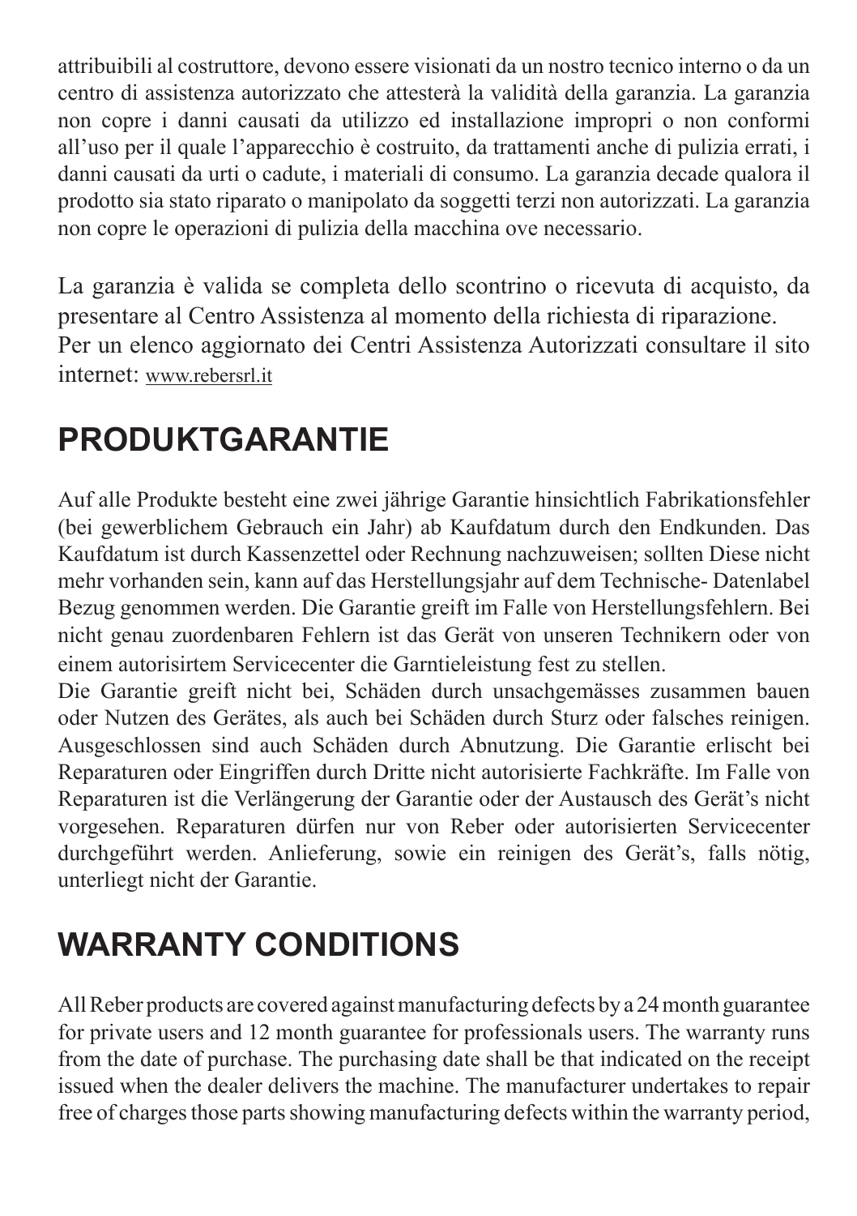attribuibili al costruttore, devono essere visionati da un nostro tecnico interno o da un centro di assistenza autorizzato che attesterà la validità della garanzia. La garanzia non copre i danni causati da utilizzo ed installazione impropri o non conformi all'uso per il quale l'apparecchio è costruito, da trattamenti anche di pulizia errati, i danni causati da urti o cadute, i materiali di consumo. La garanzia decade qualora il prodotto sia stato riparato o manipolato da soggetti terzi non autorizzati. La garanzia non copre le operazioni di pulizia della macchina ove necessario.

La garanzia è valida se completa dello scontrino o ricevuta di acquisto, da presentare al Centro Assistenza al momento della richiesta di riparazione.
Per un elenco aggiornato dei Centri Assistenza Autorizzati consultare il sito internet: www.rebersrl.it

## PRODUKTGARANTIE

Auf alle Produkte besteht eine zwei jährige Garantie hinsichtlich Fabrikationsfehler (bei gewerblichem Gebrauch ein Jahr) ab Kaufdatum durch den Endkunden. Das Kaufdatum ist durch Kassenzettel oder Rechnung nachzuweisen; sollten Diese nicht mehr vorhanden sein, kann auf das Herstellungsjahr auf dem Technische- Datenlabel Bezug genommen werden. Die Garantie greift im Falle von Herstellungsfehlern. Bei nicht genau zuordenbaren Fehlern ist das Gerät von unseren Technikern oder von einem autorisirtem Servicecenter die Garntieleistung fest zu stellen.
Die Garantie greift nicht bei, Schäden durch unsachgemässes zusammen bauen oder Nutzen des Gerätes, als auch bei Schäden durch Sturz oder falsches reinigen. Ausgeschlossen sind auch Schäden durch Abnutzung. Die Garantie erlischt bei Reparaturen oder Eingriffen durch Dritte nicht autorisierte Fachkräfte. Im Falle von Reparaturen ist die Verlängerung der Garantie oder der Austausch des Gerät's nicht vorgesehen. Reparaturen dürfen nur von Reber oder autorisierten Servicecenter durchgeführt werden. Anlieferung, sowie ein reinigen des Gerät's, falls nötig, unterliegt nicht der Garantie.

## WARRANTY CONDITIONS

All Reber products are covered against manufacturing defects by a 24 month guarantee for private users and 12 month guarantee for professionals users. The warranty runs from the date of purchase. The purchasing date shall be that indicated on the receipt issued when the dealer delivers the machine. The manufacturer undertakes to repair free of charges those parts showing manufacturing defects within the warranty period,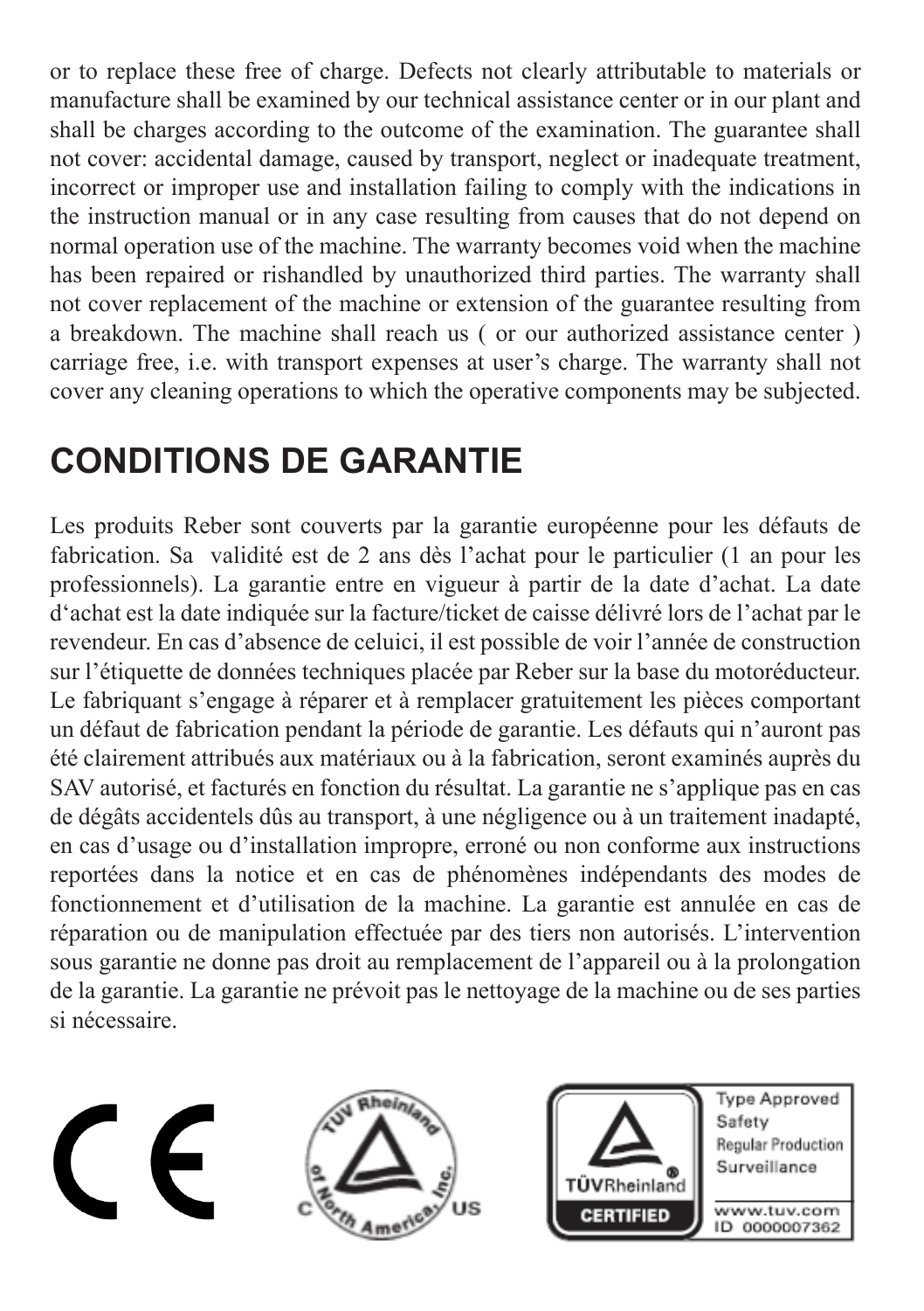or to replace these free of charge. Defects not clearly attributable to materials or manufacture shall be examined by our technical assistance center or in our plant and shall be charges according to the outcome of the examination. The guarantee shall not cover: accidental damage, caused by transport, neglect or inadequate treatment, incorrect or improper use and installation failing to comply with the indications in the instruction manual or in any case resulting from causes that do not depend on normal operation use of the machine. The warranty becomes void when the machine has been repaired or rishandled by unauthorized third parties. The warranty shall not cover replacement of the machine or extension of the guarantee resulting from a breakdown. The machine shall reach us ( or our authorized assistance center ) carriage free, i.e. with transport expenses at user's charge. The warranty shall not cover any cleaning operations to which the operative components may be subjected.

## CONDITIONS DE GARANTIE

Les produits Reber sont couverts par la garantie européenne pour les défauts de fabrication. Sa validité est de 2 ans dès l'achat pour le particulier (1 an pour les professionnels). La garantie entre en vigueur à partir de la date d'achat. La date d'achat est la date indiquée sur la facture/ticket de caisse délivré lors de l'achat par le revendeur. En cas d'absence de celuici, il est possible de voir l'année de construction sur l'étiquette de données techniques placée par Reber sur la base du motoréducteur. Le fabriquant s'engage à réparer et à remplacer gratuitement les pièces comportant un défaut de fabrication pendant la période de garantie. Les défauts qui n'auront pas été clairement attribués aux matériaux ou à la fabrication, seront examinés auprès du SAV autorisé, et facturés en fonction du résultat. La garantie ne s'applique pas en cas de dégâts accidentels dûs au transport, à une négligence ou à un traitement inadapté, en cas d'usage ou d'installation impropre, erroné ou non conforme aux instructions reportées dans la notice et en cas de phénomènes indépendants des modes de fonctionnement et d'utilisation de la machine. La garantie est annulée en cas de réparation ou de manipulation effectuée par des tiers non autorisés. L'intervention sous garantie ne donne pas droit au remplacement de l'appareil ou à la prolongation de la garantie. La garantie ne prévoit pas le nettoyage de la machine ou de ses parties si nécessaire.

CE

TÜV Rheinland of North America, Inc. C US

TÜVRheinland CERTIFIED

Type Approved
Safety
Regular Production
Surveillance

www.tuv.com
ID 0000007362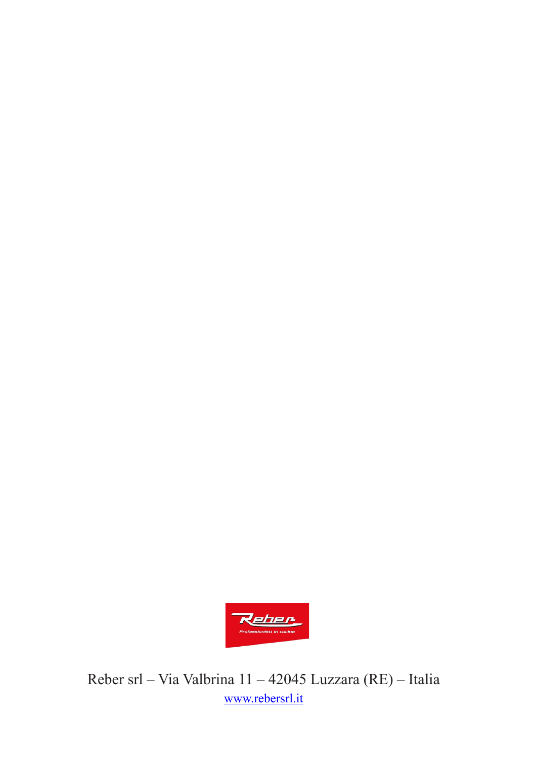Reber
Professionisti in cucina

Reber srl – Via Valbrina 11 – 42045 Luzzara (RE) – Italia
www.rebersrl.it